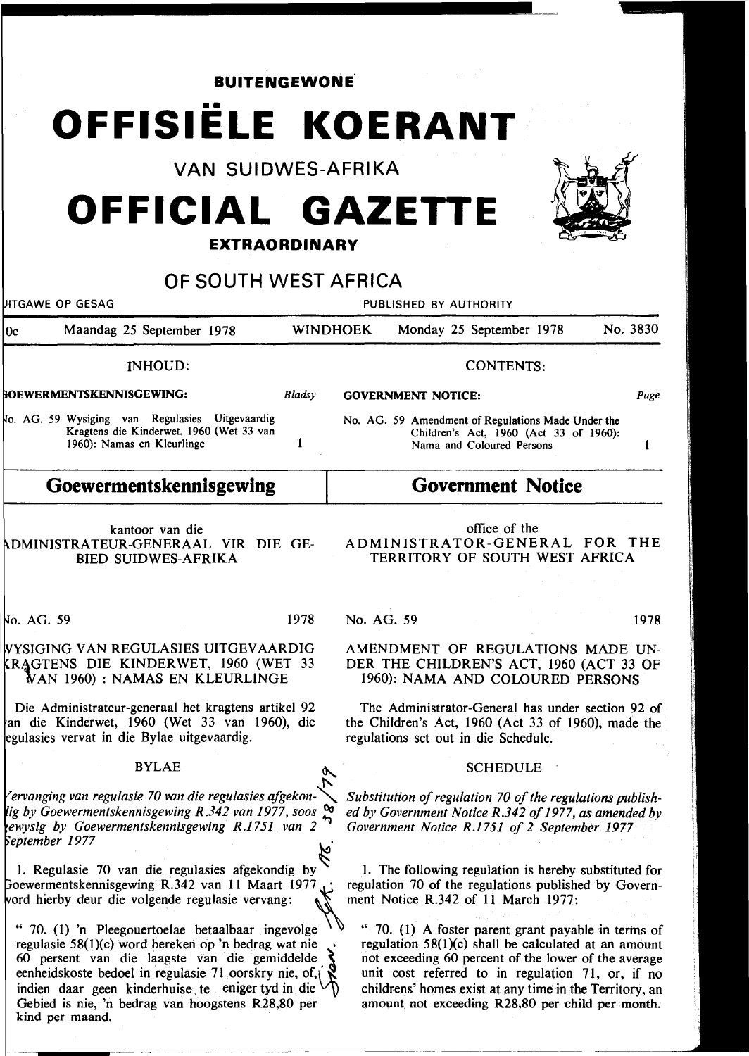**BUITENGEWONE**

# OFFISIËLE KOERANT

VAN SUIDWES-AFRIKA

# OFFICIAL GAZETTE

**EXTRAORDINARY**

OF SOUTH WEST AFRICA

UITGAWE OP GESAG — PUBLISHED BY AUTHORITY

0c — Maandag 25 September 1978 — WINDHOEK — Monday 25 September 1978 — No. 3830

INHOUD:

**GOEWERMENTSKENNISGEWING:** *Bladsy*

No. AG. 59 Wysiging van Regulasies Uitgevaardig Kragtens die Kinderwet, 1960 (Wet 33 van 1960): Namas en Kleurlinge — 1

CONTENTS:

**GOVERNMENT NOTICE:** *Page*

No. AG. 59 Amendment of Regulations Made Under the Children's Act, 1960 (Act 33 of 1960): Nama and Coloured Persons — 1

## Goewermentskennisgewing

kantoor van die
ADMINISTRATEUR-GENERAAL VIR DIE GEBIED SUIDWES-AFRIKA

No. AG. 59 — 1978

WYSIGING VAN REGULASIES UITGEVAARDIG KRAGTENS DIE KINDERWET, 1960 (WET 33 VAN 1960) : NAMAS EN KLEURLINGE

Die Administrateur-generaal het kragtens artikel 92 van die Kinderwet, 1960 (Wet 33 van 1960), die regulasies vervat in die Bylae uitgevaardig.

BYLAE

*Vervanging van regulasie 70 van die regulasies afgekondig by Goewermentskennisgewing R.342 van 1977, soos gewysig by Goewermentskennisgewing R.1751 van 2 September 1977*

1. Regulasie 70 van die regulasies afgekondig by Goewermentskennisgewing R.342 van 11 Maart 1977 word hierby deur die volgende regulasie vervang:

" 70. (1) 'n Pleegouertoelae betaalbaar ingevolge regulasie 58(1)(c) word bereken op 'n bedrag wat nie 60 persent van die laagste van die gemiddelde eenheidskoste bedoel in regulasie 71 oorskry nie, of, indien daar geen kinderhuise te eniger tyd in die Gebied is nie, 'n bedrag van hoogstens R28,80 per kind per maand.

## Government Notice

office of the
ADMINISTRATOR-GENERAL FOR THE TERRITORY OF SOUTH WEST AFRICA

No. AG. 59 — 1978

AMENDMENT OF REGULATIONS MADE UNDER THE CHILDREN'S ACT, 1960 (ACT 33 OF 1960): NAMA AND COLOURED PERSONS

The Administrator-General has under section 92 of the Children's Act, 1960 (Act 33 of 1960), made the regulations set out in die Schedule.

SCHEDULE

*Substitution of regulation 70 of the regulations published by Government Notice R.342 of 1977, as amended by Government Notice R.1751 of 2 September 1977*

1. The following regulation is hereby substituted for regulation 70 of the regulations published by Government Notice R.342 of 11 March 1977:

" 70. (1) A foster parent grant payable in terms of regulation 58(1)(c) shall be calculated at an amount not exceeding 60 percent of the lower of the average unit cost referred to in regulation 71, or, if no childrens' homes exist at any time in the Territory, an amount not exceeding R28,80 per child per month.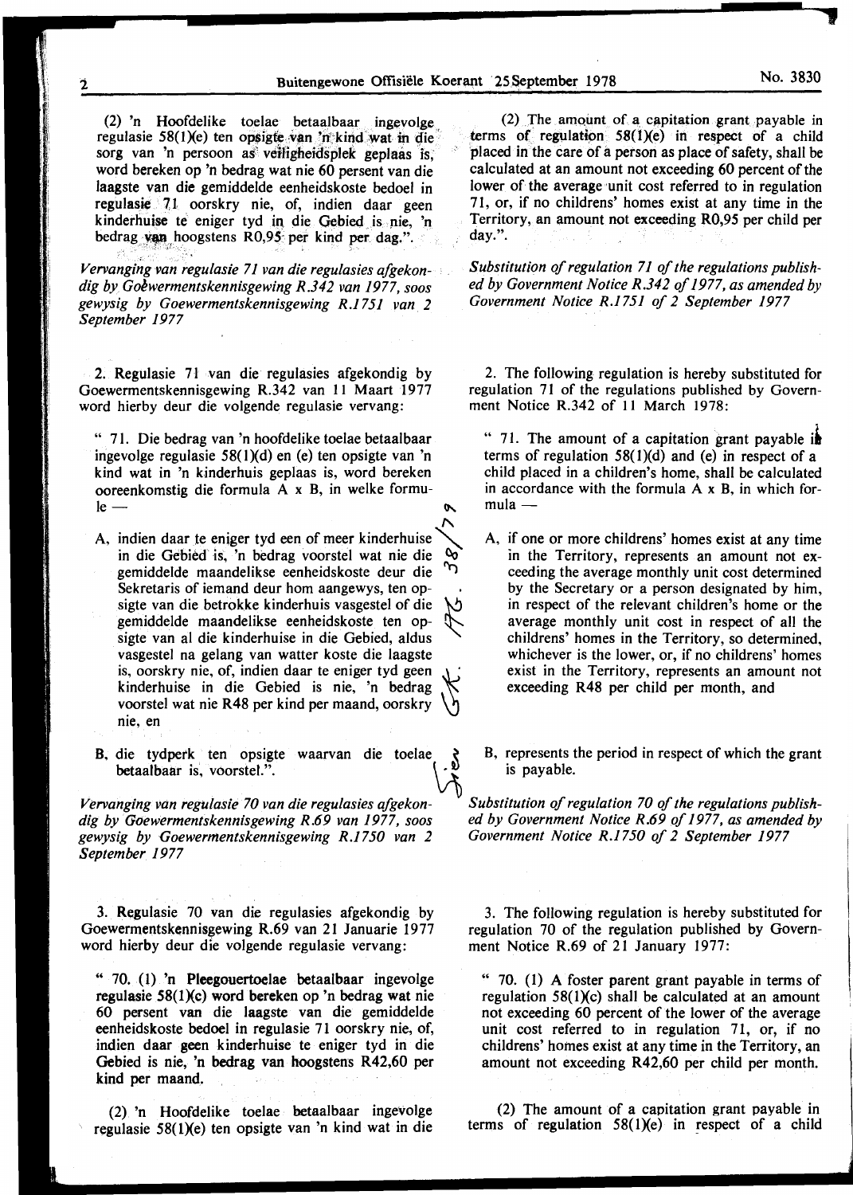(2) 'n Hoofdelike toelae betaalbaar ingevolge regulasie 58(1)(e) ten opsigte van 'n kind wat in die sorg van 'n persoon as veiligheidsplek geplaas is, word bereken op 'n bedrag wat nie 60 persent van die laagste van die gemiddelde eenheidskoste bedoel in regulasie 71 oorskry nie, of, indien daar geen kinderhuise te eniger tyd in die Gebied is nie, 'n bedrag van hoogstens R0,95 per kind per dag.".

*Vervanging van regulasie 71 van die regulasies afgekondig by Goewermentskennisgewing R.342 van 1977, soos gewysig by Goewermentskennisgewing R.1751 van 2 September 1977*

2. Regulasie 71 van die regulasies afgekondig by Goewermentskennisgewing R.342 van 11 Maart 1977 word hierby deur die volgende regulasie vervang:

" 71. Die bedrag van 'n hoofdelike toelae betaalbaar ingevolge regulasie 58(1)(d) en (e) ten opsigte van 'n kind wat in 'n kinderhuis geplaas is, word bereken ooreenkomstig die formula A x B, in welke formule —

A, indien daar te eniger tyd een of meer kinderhuise in die Gebied is, 'n bedrag voorstel wat nie die gemiddelde maandelikse eenheidskoste deur die Sekretaris of iemand deur hom aangewys, ten opsigte van die betrokke kinderhuis vasgestel of die gemiddelde maandelikse eenheidskoste ten opsigte van al die kinderhuise in die Gebied, aldus vasgestel na gelang van watter koste die laagste is, oorskry nie, of, indien daar te eniger tyd geen kinderhuise in die Gebied is nie, 'n bedrag voorstel wat nie R48 per kind per maand, oorskry nie, en

B, die tydperk ten opsigte waarvan die toelae betaalbaar is, voorstel.".

*Vervanging van regulasie 70 van die regulasies afgekondig by Goewermentskennisgewing R.69 van 1977, soos gewysig by Goewermentskennisgewing R.1750 van 2 September 1977*

3. Regulasie 70 van die regulasies afgekondig by Goewermentskennisgewing R.69 van 21 Januarie 1977 word hierby deur die volgende regulasie vervang:

" 70. (1) 'n Pleegouertoelae betaalbaar ingevolge regulasie 58(1)(c) word bereken op 'n bedrag wat nie 60 persent van die laagste van die gemiddelde eenheidskoste bedoel in regulasie 71 oorskry nie, of, indien daar geen kinderhuise te eniger tyd in die Gebied is nie, 'n bedrag van hoogstens R42,60 per kind per maand.

(2) 'n Hoofdelike toelae betaalbaar ingevolge regulasie 58(1)(e) ten opsigte van 'n kind wat in die

(2) The amount of a capitation grant payable in terms of regulation 58(1)(e) in respect of a child placed in the care of a person as place of safety, shall be calculated at an amount not exceeding 60 percent of the lower of the average unit cost referred to in regulation 71, or, if no childrens' homes exist at any time in the Territory, an amount not exceeding R0,95 per child per day.".

*Substitution of regulation 71 of the regulations published by Government Notice R.342 of 1977, as amended by Government Notice R.1751 of 2 September 1977*

2. The following regulation is hereby substituted for regulation 71 of the regulations published by Government Notice R.342 of 11 March 1978:

" 71. The amount of a capitation grant payable in terms of regulation 58(1)(d) and (e) in respect of a child placed in a children's home, shall be calculated in accordance with the formula A x B, in which formula —

A, if one or more childrens' homes exist at any time in the Territory, represents an amount not exceeding the average monthly unit cost determined by the Secretary or a person designated by him, in respect of the relevant children's home or the average monthly unit cost in respect of all the childrens' homes in the Territory, so determined, whichever is the lower, or, if no childrens' homes exist in the Territory, represents an amount not exceeding R48 per child per month, and

B, represents the period in respect of which the grant is payable.

*Substitution of regulation 70 of the regulations published by Government Notice R.69 of 1977, as amended by Government Notice R.1750 of 2 September 1977*

3. The following regulation is hereby substituted for regulation 70 of the regulation published by Government Notice R.69 of 21 January 1977:

" 70. (1) A foster parent grant payable in terms of regulation 58(1)(c) shall be calculated at an amount not exceeding 60 percent of the lower of the average unit cost referred to in regulation 71, or, if no childrens' homes exist at any time in the Territory, an amount not exceeding R42,60 per child per month.

(2) The amount of a capitation grant payable in terms of regulation 58(1)(e) in respect of a child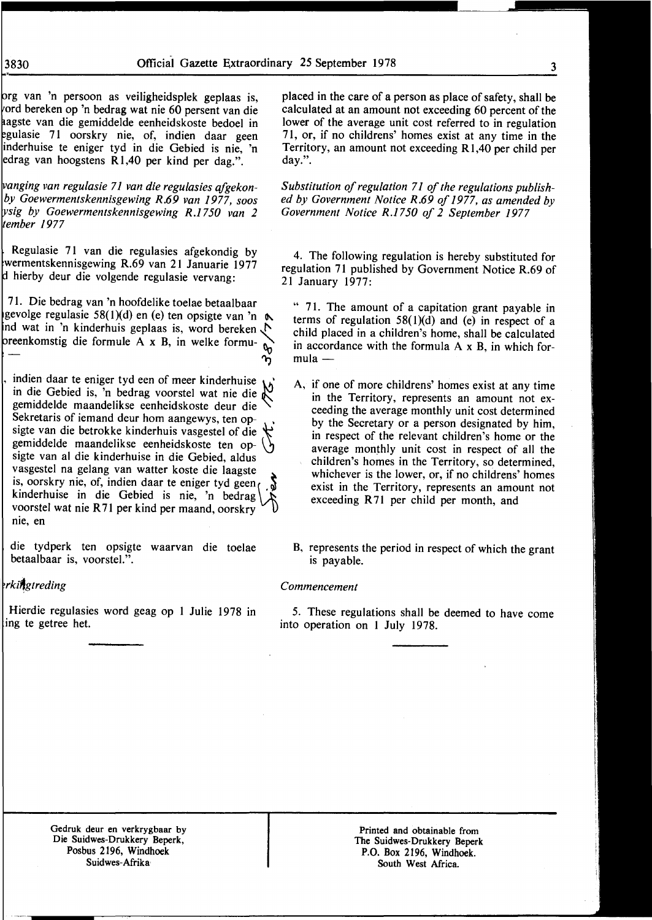org van 'n persoon as veiligheidsplek geplaas is, vord bereken op 'n bedrag wat nie 60 persent van die aagste van die gemiddelde eenheidskoste bedoel in egulasie 71 oorskry nie, of, indien daar geen inderhuise te eniger tyd in die Gebied is nie, 'n edrag van hoogstens R1,40 per kind per dag.".

*vanging van regulasie 71 van die regulasies afgekon- by Goewermentskennisgewing R.69 van 1977, soos ysig by Goewermentskennisgewing R.1750 van 2 tember 1977*

Regulasie 71 van die regulasies afgekondig by wermentskennisgewing R.69 van 21 Januarie 1977 d hierby deur die volgende regulasie vervang:

71. Die bedrag van 'n hoofdelike toelae betaalbaar gevolge regulasie 58(1)(d) en (e) ten opsigte van 'n nd wat in 'n kinderhuis geplaas is, word bereken preenkomstig die formule A x B, in welke formu- —

, indien daar te eniger tyd een of meer kinderhuise in die Gebied is, 'n bedrag voorstel wat nie die gemiddelde maandelikse eenheidskoste deur die Sekretaris of iemand deur hom aangewys, ten opsigte van die betrokke kinderhuis vasgestel of die gemiddelde maandelikse eenheidskoste ten opsigte van al die kinderhuise in die Gebied, aldus vasgestel na gelang van watter koste die laagste is, oorskry nie, of, indien daar te eniger tyd geen kinderhuise in die Gebied is nie, 'n bedrag voorstel wat nie R71 per kind per maand, oorskry nie, en

die tydperk ten opsigte waarvan die toelae betaalbaar is, voorstel.".

*rkingtreding*

Hierdie regulasies word geag op 1 Julie 1978 in ing te getree het.

placed in the care of a person as place of safety, shall be calculated at an amount not exceeding 60 percent of the lower of the average unit cost referred to in regulation 71, or, if no childrens' homes exist at any time in the Territory, an amount not exceeding R1,40 per child per day.".

*Substitution of regulation 71 of the regulations published by Government Notice R.69 of 1977, as amended by Government Notice R.1750 of 2 September 1977*

4. The following regulation is hereby substituted for regulation 71 published by Government Notice R.69 of 21 January 1977:

" 71. The amount of a capitation grant payable in terms of regulation 58(1)(d) and (e) in respect of a child placed in a children's home, shall be calculated in accordance with the formula A x B, in which formula —

A, if one of more childrens' homes exist at any time in the Territory, represents an amount not exceeding the average monthly unit cost determined by the Secretary or a person designated by him, in respect of the relevant children's home or the average monthly unit cost in respect of all the children's homes in the Territory, so determined, whichever is the lower, or, if no childrens' homes exist in the Territory, represents an amount not exceeding R71 per child per month, and

B, represents the period in respect of which the grant is payable.

*Commencement*

5. These regulations shall be deemed to have come into operation on 1 July 1978.

Gedruk deur en verkrygbaar by
Die Suidwes-Drukkery Beperk,
Posbus 2196, Windhoek
Suidwes-Afrika

Printed and obtainable from
The Suidwes-Drukkery Beperk
P.O. Box 2196, Windhoek.
South West Africa.